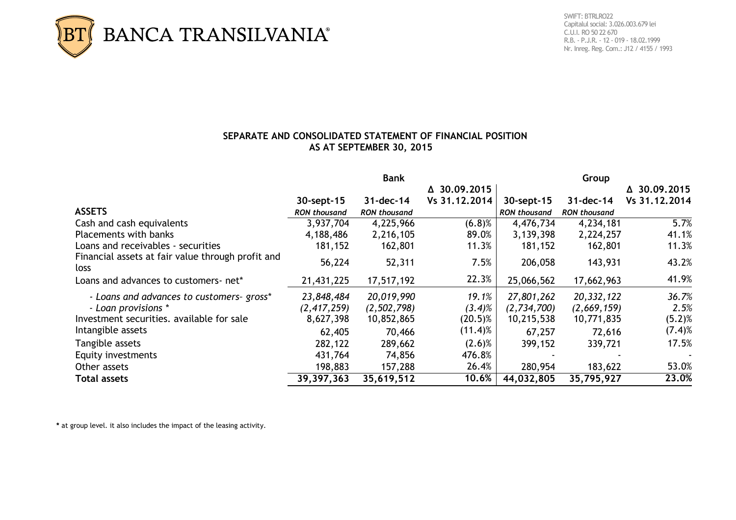BANCA TRANSILVANIA®

SWIFT: BTRLRO22
Capitalul social: 3.026.003.679 lei
C.U.I. RO 50 22 670
R.B. - P.J.R. - 12 - 019 - 18.02.1999
Nr. Inreg. Reg. Com.: J12 / 4155 / 1993

## SEPARATE AND CONSOLIDATED STATEMENT OF FINANCIAL POSITION
## AS AT SEPTEMBER 30, 2015

| | Bank | | | Group | | |
|---|---|---|---|---|---|---|
| | 30-sept-15 | 31-dec-14 | Δ 30.09.2015 Vs 31.12.2014 | 30-sept-15 | 31-dec-14 | Δ 30.09.2015 Vs 31.12.2014 |
| **ASSETS** | *RON thousand* | *RON thousand* | | *RON thousand* | *RON thousand* | |
| Cash and cash equivalents | 3,937,704 | 4,225,966 | (6.8)% | 4,476,734 | 4,234,181 | 5.7% |
| Placements with banks | 4,188,486 | 2,216,105 | 89.0% | 3,139,398 | 2,224,257 | 41.1% |
| Loans and receivables - securities | 181,152 | 162,801 | 11.3% | 181,152 | 162,801 | 11.3% |
| Financial assets at fair value through profit and loss | 56,224 | 52,311 | 7.5% | 206,058 | 143,931 | 43.2% |
| Loans and advances to customers- net* | 21,431,225 | 17,517,192 | 22.3% | 25,066,562 | 17,662,963 | 41.9% |
| *- Loans and advances to customers- gross** | *23,848,484* | *20,019,990* | *19.1%* | *27,801,262* | *20,332,122* | *36.7%* |
| *- Loan provisions ** | *(2,417,259)* | *(2,502,798)* | *(3.4)%* | *(2,734,700)* | *(2,669,159)* | *2.5%* |
| Investment securities. available for sale | 8,627,398 | 10,852,865 | (20.5)% | 10,215,538 | 10,771,835 | (5.2)% |
| Intangible assets | 62,405 | 70,466 | (11.4)% | 67,257 | 72,616 | (7.4)% |
| Tangible assets | 282,122 | 289,662 | (2.6)% | 399,152 | 339,721 | 17.5% |
| Equity investments | 431,764 | 74,856 | 476.8% | - | - | - |
| Other assets | 198,883 | 157,288 | 26.4% | 280,954 | 183,622 | 53.0% |
| **Total assets** | **39,397,363** | **35,619,512** | **10.6%** | **44,032,805** | **35,795,927** | **23.0%** |

**\*** at group level. it also includes the impact of the leasing activity.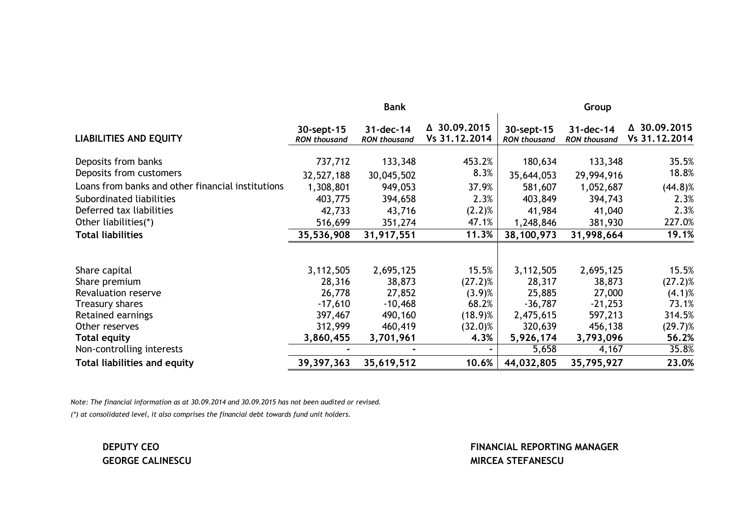| | Bank | | | Group | | |
|---|---|---|---|---|---|---|
| **LIABILITIES AND EQUITY** | **30-sept-15** *RON thousand* | **31-dec-14** *RON thousand* | **Δ 30.09.2015 Vs 31.12.2014** | **30-sept-15** *RON thousand* | **31-dec-14** *RON thousand* | **Δ 30.09.2015 Vs 31.12.2014** |
| Deposits from banks | 737,712 | 133,348 | 453.2% | 180,634 | 133,348 | 35.5% |
| Deposits from customers | 32,527,188 | 30,045,502 | 8.3% | 35,644,053 | 29,994,916 | 18.8% |
| Loans from banks and other financial institutions | 1,308,801 | 949,053 | 37.9% | 581,607 | 1,052,687 | (44.8)% |
| Subordinated liabilities | 403,775 | 394,658 | 2.3% | 403,849 | 394,743 | 2.3% |
| Deferred tax liabilities | 42,733 | 43,716 | (2.2)% | 41,984 | 41,040 | 2.3% |
| Other liabilities(*) | 516,699 | 351,274 | 47.1% | 1,248,846 | 381,930 | 227.0% |
| **Total liabilities** | **35,536,908** | **31,917,551** | **11.3%** | **38,100,973** | **31,998,664** | **19.1%** |
| | | | | | | |
| Share capital | 3,112,505 | 2,695,125 | 15.5% | 3,112,505 | 2,695,125 | 15.5% |
| Share premium | 28,316 | 38,873 | (27.2)% | 28,317 | 38,873 | (27.2)% |
| Revaluation reserve | 26,778 | 27,852 | (3.9)% | 25,885 | 27,000 | (4.1)% |
| Treasury shares | -17,610 | -10,468 | 68.2% | -36,787 | -21,253 | 73.1% |
| Retained earnings | 397,467 | 490,160 | (18.9)% | 2,475,615 | 597,213 | 314.5% |
| Other reserves | 312,999 | 460,419 | (32.0)% | 320,639 | 456,138 | (29.7)% |
| **Total equity** | **3,860,455** | **3,701,961** | **4.3%** | **5,926,174** | **3,793,096** | **56.2%** |
| Non-controlling interests | - | - | - | 5,658 | 4,167 | 35.8% |
| **Total liabilities and equity** | **39,397,363** | **35,619,512** | **10.6%** | **44,032,805** | **35,795,927** | **23.0%** |

*Note: The financial information as at 30.09.2014 and 30.09.2015 has not been audited or revised.*

*(*) at consolidated level, it also comprises the financial debt towards fund unit holders.*

**DEPUTY CEO**
**GEORGE CALINESCU**

**FINANCIAL REPORTING MANAGER**
**MIRCEA STEFANESCU**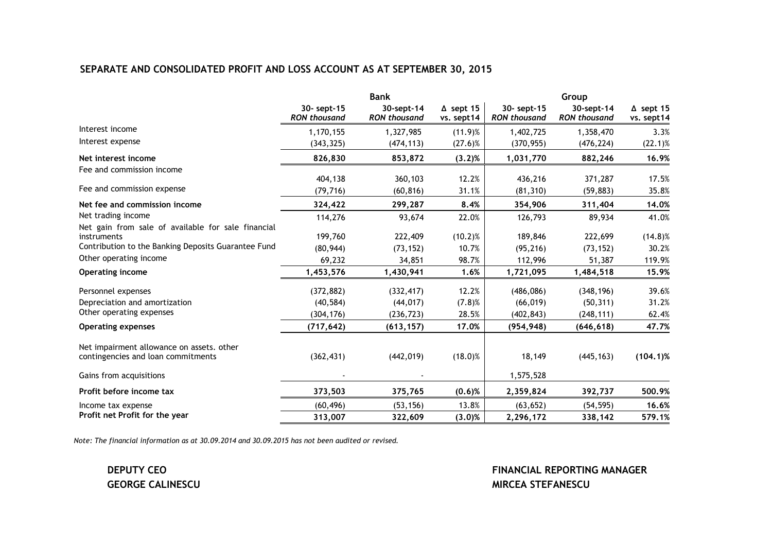## SEPARATE AND CONSOLIDATED PROFIT AND LOSS ACCOUNT AS AT SEPTEMBER 30, 2015

| | Bank | | | Group | | |
|---|---|---|---|---|---|---|
| | 30- sept-15 *RON thousand* | 30-sept-14 *RON thousand* | Δ sept 15 vs. sept14 | 30- sept-15 *RON thousand* | 30-sept-14 *RON thousand* | Δ sept 15 vs. sept14 |
| Interest income | 1,170,155 | 1,327,985 | (11.9)% | 1,402,725 | 1,358,470 | 3.3% |
| Interest expense | (343,325) | (474,113) | (27.6)% | (370,955) | (476,224) | (22.1)% |
| **Net interest income** | **826,830** | **853,872** | **(3.2)%** | **1,031,770** | **882,246** | **16.9%** |
| Fee and commission income | 404,138 | 360,103 | 12.2% | 436,216 | 371,287 | 17.5% |
| Fee and commission expense | (79,716) | (60,816) | 31.1% | (81,310) | (59,883) | 35.8% |
| **Net fee and commission income** | **324,422** | **299,287** | **8.4%** | **354,906** | **311,404** | **14.0%** |
| Net trading income | 114,276 | 93,674 | 22.0% | 126,793 | 89,934 | 41.0% |
| Net gain from sale of available for sale financial instruments | 199,760 | 222,409 | (10.2)% | 189,846 | 222,699 | (14.8)% |
| Contribution to the Banking Deposits Guarantee Fund | (80,944) | (73,152) | 10.7% | (95,216) | (73,152) | 30.2% |
| Other operating income | 69,232 | 34,851 | 98.7% | 112,996 | 51,387 | 119.9% |
| **Operating income** | **1,453,576** | **1,430,941** | **1.6%** | **1,721,095** | **1,484,518** | **15.9%** |
| Personnel expenses | (372,882) | (332,417) | 12.2% | (486,086) | (348,196) | 39.6% |
| Depreciation and amortization | (40,584) | (44,017) | (7.8)% | (66,019) | (50,311) | 31.2% |
| Other operating expenses | (304,176) | (236,723) | 28.5% | (402,843) | (248,111) | 62.4% |
| **Operating expenses** | **(717,642)** | **(613,157)** | **17.0%** | **(954,948)** | **(646,618)** | **47.7%** |
| Net impairment allowance on assets. other contingencies and loan commitments | (362,431) | (442,019) | (18.0)% | 18,149 | (445,163) | **(104.1)%** |
| Gains from acquisitions | - | - | | 1,575,528 | | |
| **Profit before income tax** | **373,503** | **375,765** | **(0.6)%** | **2,359,824** | **392,737** | **500.9%** |
| Income tax expense | (60,496) | (53,156) | 13.8% | (63,652) | (54,595) | **16.6%** |
| **Profit net Profit for the year** | **313,007** | **322,609** | **(3.0)%** | **2,296,172** | **338,142** | **579.1%** |

*Note: The financial information as at 30.09.2014 and 30.09.2015 has not been audited or revised.*

**DEPUTY CEO**
**GEORGE CALINESCU**

**FINANCIAL REPORTING MANAGER**
**MIRCEA STEFANESCU**